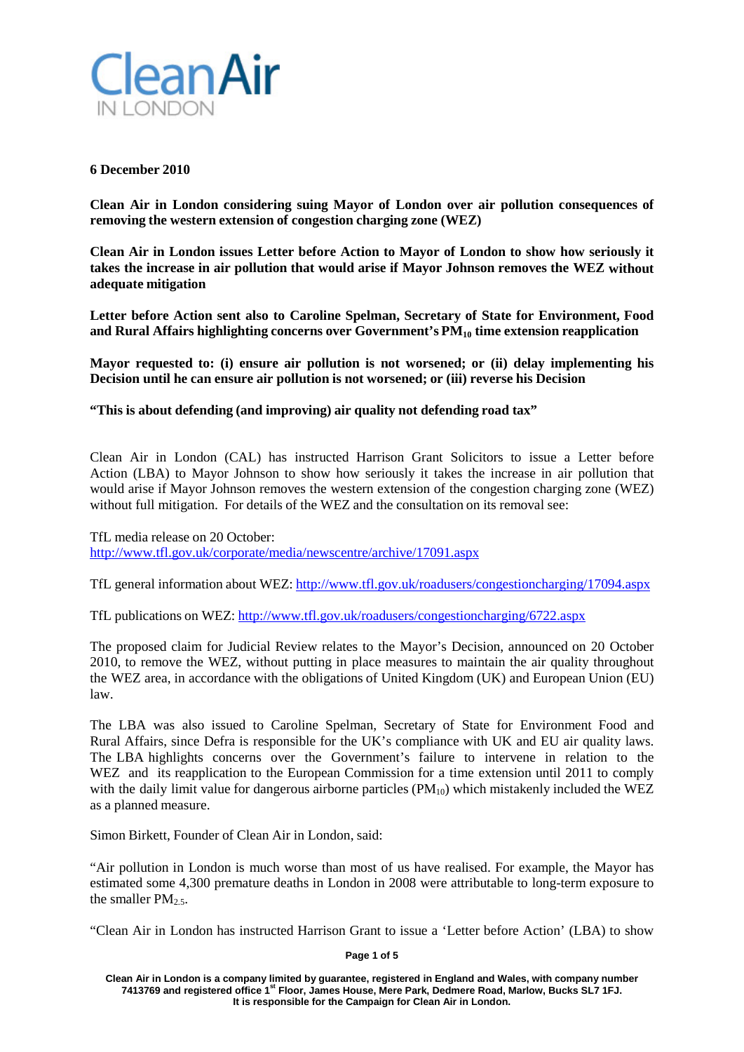**6 December 2010**

**Clean Air in London considering suing Mayor of London over air pollution consequences of removing the western extension of congestion charging zone (WEZ)**

**Clean Air in London issues Letter before Action to Mayor of London to show how seriously it takes the increase in air pollution that would arise if Mayor Johnson removes the WEZ without adequate mitigation**

**Letter before Action sent also to Caroline Spelman, Secretary of State for Environment, Food and Rural Affairs highlighting concerns over Government's $PM_{10}$ time extension reapplication**

**Mayor requested to: (i) ensure air pollution is not worsened; or (ii) delay implementing his Decision until he can ensure air pollution is not worsened; or (iii) reverse his Decision**

**"This is about defending (and improving) air quality not defending road tax"**

Clean Air in London (CAL) has instructed Harrison Grant Solicitors to issue a Letter before Action (LBA) to Mayor Johnson to show how seriously it takes the increase in air pollution that would arise if Mayor Johnson removes the western extension of the congestion charging zone (WEZ) without full mitigation. For details of the WEZ and the consultation on its removal see:

TfL media release on 20 October:
http://www.tfl.gov.uk/corporate/media/newscentre/archive/17091.aspx

TfL general information about WEZ: http://www.tfl.gov.uk/roadusers/congestioncharging/17094.aspx

TfL publications on WEZ: http://www.tfl.gov.uk/roadusers/congestioncharging/6722.aspx

The proposed claim for Judicial Review relates to the Mayor's Decision, announced on 20 October 2010, to remove the WEZ, without putting in place measures to maintain the air quality throughout the WEZ area, in accordance with the obligations of United Kingdom (UK) and European Union (EU) law.

The LBA was also issued to Caroline Spelman, Secretary of State for Environment Food and Rural Affairs, since Defra is responsible for the UK's compliance with UK and EU air quality laws. The LBA highlights concerns over the Government's failure to intervene in relation to the WEZ and its reapplication to the European Commission for a time extension until 2011 to comply with the daily limit value for dangerous airborne particles ($PM_{10}$) which mistakenly included the WEZ as a planned measure.

Simon Birkett, Founder of Clean Air in London, said:

"Air pollution in London is much worse than most of us have realised. For example, the Mayor has estimated some 4,300 premature deaths in London in 2008 were attributable to long-term exposure to the smaller $PM_{2.5}$.

"Clean Air in London has instructed Harrison Grant to issue a 'Letter before Action' (LBA) to show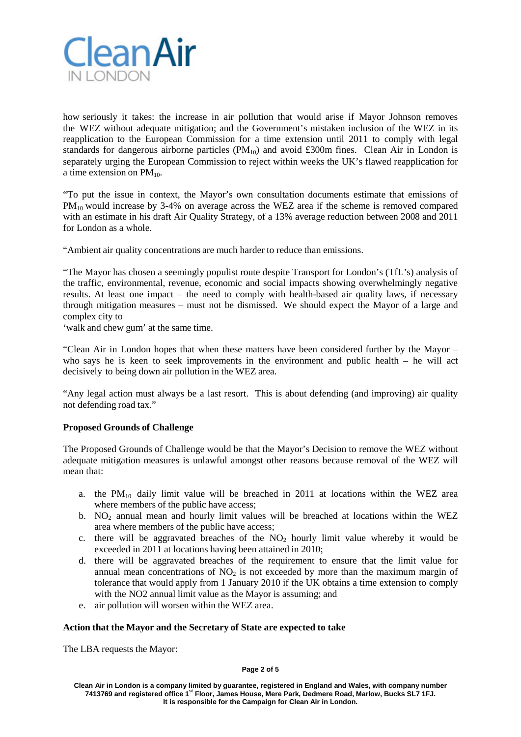how seriously it takes: the increase in air pollution that would arise if Mayor Johnson removes the WEZ without adequate mitigation; and the Government's mistaken inclusion of the WEZ in its reapplication to the European Commission for a time extension until 2011 to comply with legal standards for dangerous airborne particles ($PM_{10}$) and avoid £300m fines. Clean Air in London is separately urging the European Commission to reject within weeks the UK's flawed reapplication for a time extension on $PM_{10}$.

"To put the issue in context, the Mayor's own consultation documents estimate that emissions of $PM_{10}$ would increase by 3-4% on average across the WEZ area if the scheme is removed compared with an estimate in his draft Air Quality Strategy, of a 13% average reduction between 2008 and 2011 for London as a whole.

"Ambient air quality concentrations are much harder to reduce than emissions.

"The Mayor has chosen a seemingly populist route despite Transport for London's (TfL's) analysis of the traffic, environmental, revenue, economic and social impacts showing overwhelmingly negative results. At least one impact – the need to comply with health-based air quality laws, if necessary through mitigation measures – must not be dismissed. We should expect the Mayor of a large and complex city to
'walk and chew gum' at the same time.

"Clean Air in London hopes that when these matters have been considered further by the Mayor – who says he is keen to seek improvements in the environment and public health – he will act decisively to being down air pollution in the WEZ area.

"Any legal action must always be a last resort. This is about defending (and improving) air quality not defending road tax."

**Proposed Grounds of Challenge**

The Proposed Grounds of Challenge would be that the Mayor's Decision to remove the WEZ without adequate mitigation measures is unlawful amongst other reasons because removal of the WEZ will mean that:

a. the $PM_{10}$ daily limit value will be breached in 2011 at locations within the WEZ area where members of the public have access;
b. $NO_2$ annual mean and hourly limit values will be breached at locations within the WEZ area where members of the public have access;
c. there will be aggravated breaches of the $NO_2$ hourly limit value whereby it would be exceeded in 2011 at locations having been attained in 2010;
d. there will be aggravated breaches of the requirement to ensure that the limit value for annual mean concentrations of $NO_2$ is not exceeded by more than the maximum margin of tolerance that would apply from 1 January 2010 if the UK obtains a time extension to comply with the NO2 annual limit value as the Mayor is assuming; and
e. air pollution will worsen within the WEZ area.

**Action that the Mayor and the Secretary of State are expected to take**

The LBA requests the Mayor: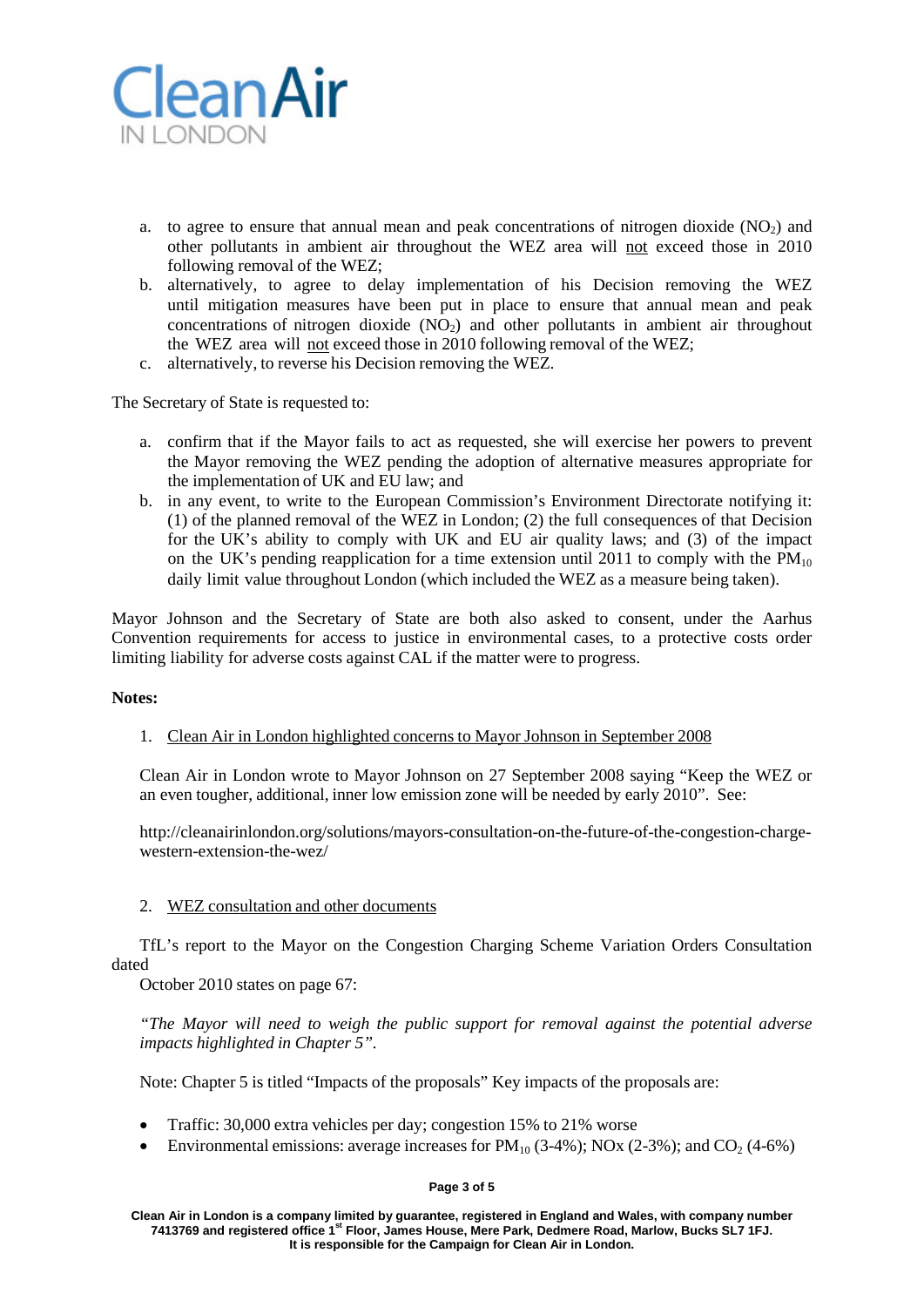a. to agree to ensure that annual mean and peak concentrations of nitrogen dioxide ($NO_2$) and other pollutants in ambient air throughout the WEZ area will not exceed those in 2010 following removal of the WEZ;
b. alternatively, to agree to delay implementation of his Decision removing the WEZ until mitigation measures have been put in place to ensure that annual mean and peak concentrations of nitrogen dioxide ($NO_2$) and other pollutants in ambient air throughout the WEZ area will not exceed those in 2010 following removal of the WEZ;
c. alternatively, to reverse his Decision removing the WEZ.

The Secretary of State is requested to:

a. confirm that if the Mayor fails to act as requested, she will exercise her powers to prevent the Mayor removing the WEZ pending the adoption of alternative measures appropriate for the implementation of UK and EU law; and
b. in any event, to write to the European Commission's Environment Directorate notifying it: (1) of the planned removal of the WEZ in London; (2) the full consequences of that Decision for the UK's ability to comply with UK and EU air quality laws; and (3) of the impact on the UK's pending reapplication for a time extension until 2011 to comply with the $PM_{10}$ daily limit value throughout London (which included the WEZ as a measure being taken).

Mayor Johnson and the Secretary of State are both also asked to consent, under the Aarhus Convention requirements for access to justice in environmental cases, to a protective costs order limiting liability for adverse costs against CAL if the matter were to progress.

**Notes:**

1. Clean Air in London highlighted concerns to Mayor Johnson in September 2008

Clean Air in London wrote to Mayor Johnson on 27 September 2008 saying "Keep the WEZ or an even tougher, additional, inner low emission zone will be needed by early 2010". See:

http://cleanairinlondon.org/solutions/mayors-consultation-on-the-future-of-the-congestion-charge-western-extension-the-wez/

2. WEZ consultation and other documents

TfL's report to the Mayor on the Congestion Charging Scheme Variation Orders Consultation dated October 2010 states on page 67:

*"The Mayor will need to weigh the public support for removal against the potential adverse impacts highlighted in Chapter 5".*

Note: Chapter 5 is titled "Impacts of the proposals" Key impacts of the proposals are:

- Traffic: 30,000 extra vehicles per day; congestion 15% to 21% worse
- Environmental emissions: average increases for $PM_{10}$ (3-4%); NOx (2-3%); and $CO_2$ (4-6%)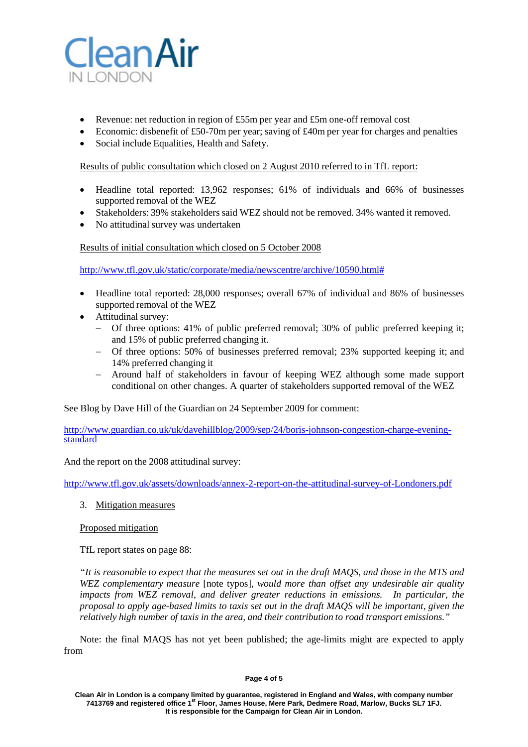- Revenue: net reduction in region of £55m per year and £5m one-off removal cost
- Economic: disbenefit of £50-70m per year; saving of £40m per year for charges and penalties
- Social include Equalities, Health and Safety.

Results of public consultation which closed on 2 August 2010 referred to in TfL report:

- Headline total reported: 13,962 responses; 61% of individuals and 66% of businesses supported removal of the WEZ
- Stakeholders: 39% stakeholders said WEZ should not be removed. 34% wanted it removed.
- No attitudinal survey was undertaken

Results of initial consultation which closed on 5 October 2008

http://www.tfl.gov.uk/static/corporate/media/newscentre/archive/10590.html#

- Headline total reported: 28,000 responses; overall 67% of individual and 86% of businesses supported removal of the WEZ
- Attitudinal survey:
  - Of three options: 41% of public preferred removal; 30% of public preferred keeping it; and 15% of public preferred changing it.
  - Of three options: 50% of businesses preferred removal; 23% supported keeping it; and 14% preferred changing it
  - Around half of stakeholders in favour of keeping WEZ although some made support conditional on other changes. A quarter of stakeholders supported removal of the WEZ

See Blog by Dave Hill of the Guardian on 24 September 2009 for comment:

http://www.guardian.co.uk/uk/davehillblog/2009/sep/24/boris-johnson-congestion-charge-evening-standard

And the report on the 2008 attitudinal survey:

http://www.tfl.gov.uk/assets/downloads/annex-2-report-on-the-attitudinal-survey-of-Londoners.pdf

3. Mitigation measures

Proposed mitigation

TfL report states on page 88:

*"It is reasonable to expect that the measures set out in the draft MAQS, and those in the MTS and WEZ complementary measure* [note typos], *would more than offset any undesirable air quality impacts from WEZ removal, and deliver greater reductions in emissions. In particular, the proposal to apply age-based limits to taxis set out in the draft MAQS will be important, given the relatively high number of taxis in the area, and their contribution to road transport emissions."*

Note: the final MAQS has not yet been published; the age-limits might are expected to apply from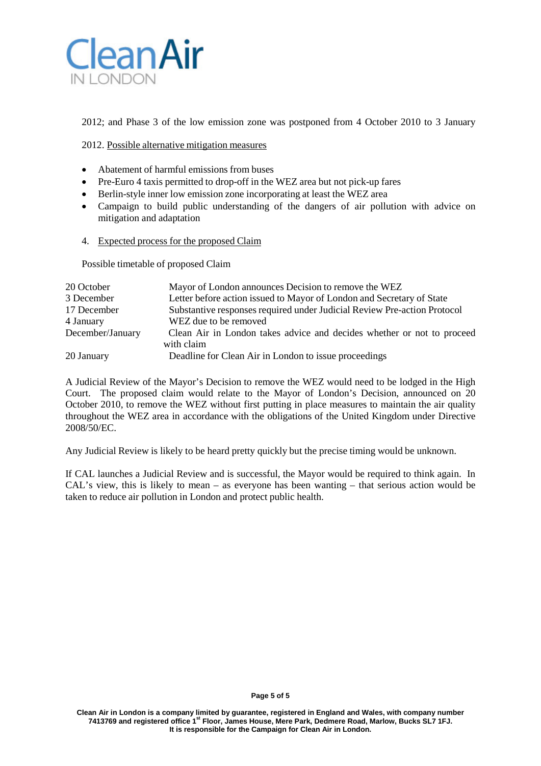2012; and Phase 3 of the low emission zone was postponed from 4 October 2010 to 3 January 2012. Possible alternative mitigation measures

- Abatement of harmful emissions from buses
- Pre-Euro 4 taxis permitted to drop-off in the WEZ area but not pick-up fares
- Berlin-style inner low emission zone incorporating at least the WEZ area
- Campaign to build public understanding of the dangers of air pollution with advice on mitigation and adaptation

4. Expected process for the proposed Claim

Possible timetable of proposed Claim

| | |
|---|---|
| 20 October | Mayor of London announces Decision to remove the WEZ |
| 3 December | Letter before action issued to Mayor of London and Secretary of State |
| 17 December | Substantive responses required under Judicial Review Pre-action Protocol |
| 4 January | WEZ due to be removed |
| December/January | Clean Air in London takes advice and decides whether or not to proceed with claim |
| 20 January | Deadline for Clean Air in London to issue proceedings |

A Judicial Review of the Mayor's Decision to remove the WEZ would need to be lodged in the High Court. The proposed claim would relate to the Mayor of London's Decision, announced on 20 October 2010, to remove the WEZ without first putting in place measures to maintain the air quality throughout the WEZ area in accordance with the obligations of the United Kingdom under Directive 2008/50/EC.

Any Judicial Review is likely to be heard pretty quickly but the precise timing would be unknown.

If CAL launches a Judicial Review and is successful, the Mayor would be required to think again. In CAL's view, this is likely to mean – as everyone has been wanting – that serious action would be taken to reduce air pollution in London and protect public health.